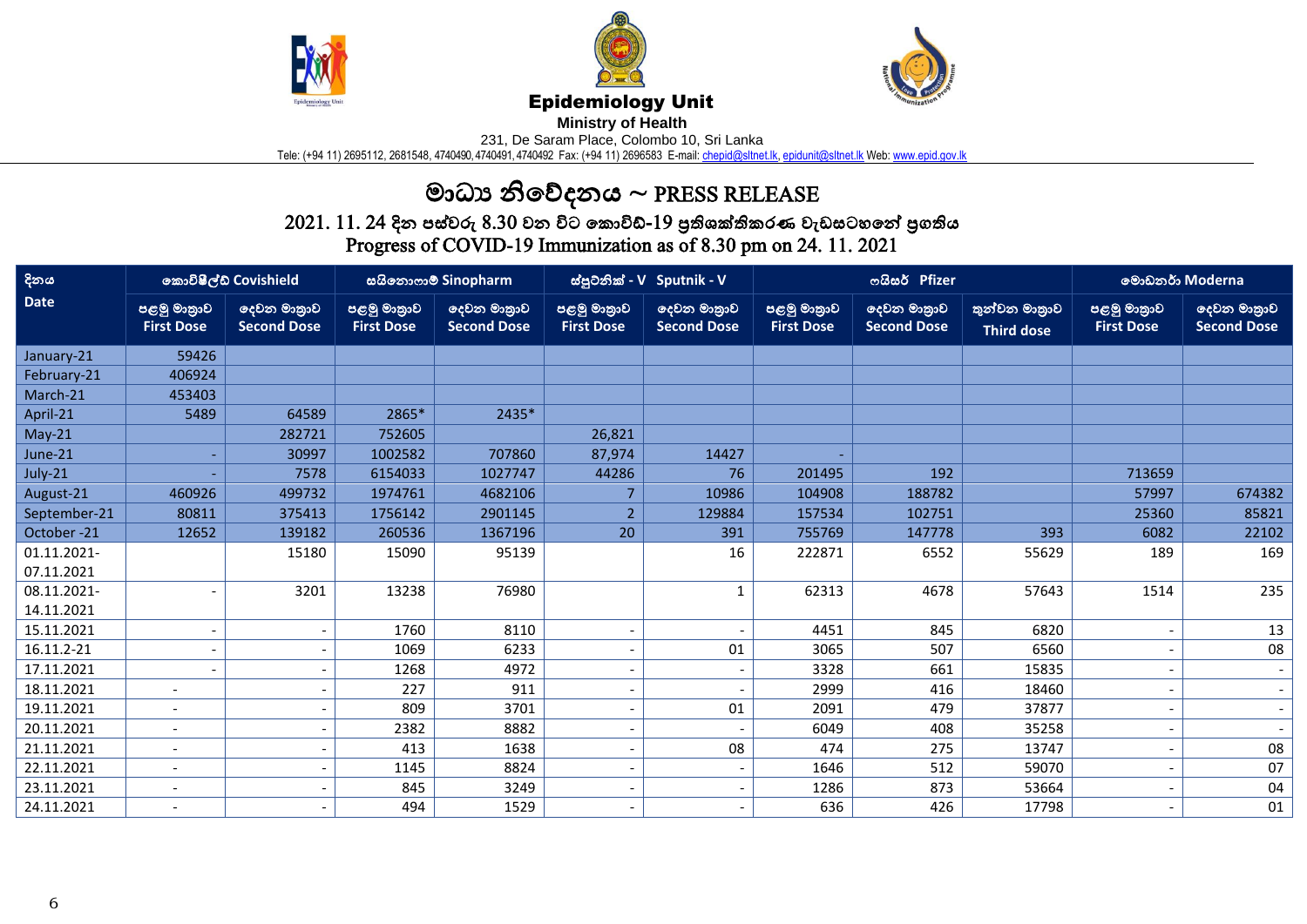**Epidemiology Unit**

**Ministry of Health**

231, De Saram Place, Colombo 10, Sri Lanka

Tele: (+94 11) 2695112, 2681548, 4740490, 4740491, 4740492 Fax: (+94 11) 2696583 E-mail: chepid@sltnet.lk, epidunit@sltnet.lk Web: www.epid.gov.lk

# මාධ්‍ය නිවේදනය ~ PRESS RELEASE

## 2021. 11. 24 දින පස්වරු 8.30 වන විට කොවිඩ්-19 ප්‍රතිශක්තිකරණ වැඩසටහනේ ප්‍රගතිය
## Progress of COVID-19 Immunization as of 8.30 pm on 24. 11. 2021

| දිනය Date | කොවිෂීල්ඩ් Covishield | | සයිනොෆාම් Sinopharm | | ස්පුට්නික් - V Sputnik - V | | ෆයිසර් Pfizer | | | මොඩනර් Moderna | |
|---|---|---|---|---|---|---|---|---|---|---|---|
| | පළමු මාත්‍රාව First Dose | දෙවන මාත්‍රාව Second Dose | පළමු මාත්‍රාව First Dose | දෙවන මාත්‍රාව Second Dose | පළමු මාත්‍රාව First Dose | දෙවන මාත්‍රාව Second Dose | පළමු මාත්‍රාව First Dose | දෙවන මාත්‍රාව Second Dose | තුන්වන මාත්‍රාව Third dose | පළමු මාත්‍රාව First Dose | දෙවන මාත්‍රාව Second Dose |
| January-21 | 59426 | | | | | | | | | | |
| February-21 | 406924 | | | | | | | | | | |
| March-21 | 453403 | | | | | | | | | | |
| April-21 | 5489 | 64589 | 2865* | 2435* | | | | | | | |
| May-21 | | 282721 | 752605 | | 26,821 | | | | | | |
| June-21 | - | 30997 | 1002582 | 707860 | 87,974 | 14427 | - | | | | |
| July-21 | - | 7578 | 6154033 | 1027747 | 44286 | 76 | 201495 | 192 | | 713659 | |
| August-21 | 460926 | 499732 | 1974761 | 4682106 | 7 | 10986 | 104908 | 188782 | | 57997 | 674382 |
| September-21 | 80811 | 375413 | 1756142 | 2901145 | 2 | 129884 | 157534 | 102751 | | 25360 | 85821 |
| October -21 | 12652 | 139182 | 260536 | 1367196 | 20 | 391 | 755769 | 147778 | 393 | 6082 | 22102 |
| 01.11.2021-07.11.2021 | | 15180 | 15090 | 95139 | | 16 | 222871 | 6552 | 55629 | 189 | 169 |
| 08.11.2021-14.11.2021 | - | 3201 | 13238 | 76980 | | 1 | 62313 | 4678 | 57643 | 1514 | 235 |
| 15.11.2021 | - | - | 1760 | 8110 | - | - | 4451 | 845 | 6820 | - | 13 |
| 16.11.2-21 | - | - | 1069 | 6233 | - | 01 | 3065 | 507 | 6560 | - | 08 |
| 17.11.2021 | - | - | 1268 | 4972 | - | - | 3328 | 661 | 15835 | - | - |
| 18.11.2021 | - | - | 227 | 911 | - | - | 2999 | 416 | 18460 | - | - |
| 19.11.2021 | - | - | 809 | 3701 | - | 01 | 2091 | 479 | 37877 | - | - |
| 20.11.2021 | - | - | 2382 | 8882 | - | - | 6049 | 408 | 35258 | - | - |
| 21.11.2021 | - | - | 413 | 1638 | - | 08 | 474 | 275 | 13747 | - | 08 |
| 22.11.2021 | - | - | 1145 | 8824 | - | - | 1646 | 512 | 59070 | - | 07 |
| 23.11.2021 | - | - | 845 | 3249 | - | - | 1286 | 873 | 53664 | - | 04 |
| 24.11.2021 | - | - | 494 | 1529 | - | - | 636 | 426 | 17798 | - | 01 |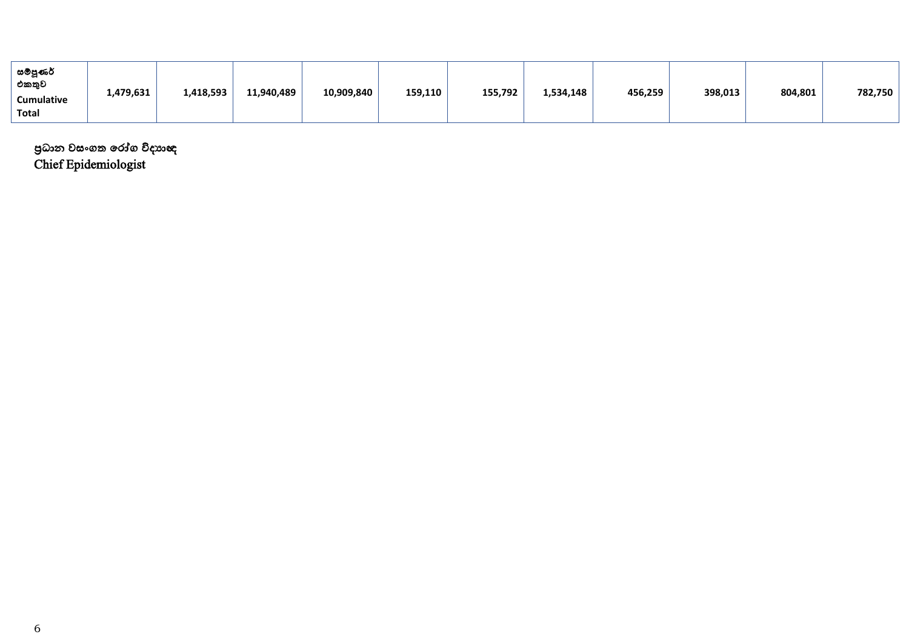| | | | | | | | | | | | |
|---|---|---|---|---|---|---|---|---|---|---|---|
| සම්පූර්ණ එකතුව **Cumulative Total** | **1,479,631** | **1,418,593** | **11,940,489** | **10,909,840** | **159,110** | **155,792** | **1,534,148** | **456,259** | **398,013** | **804,801** | **782,750** |

ප්‍රධාන වසංගත රෝග විද්‍යාඥ
Chief Epidemiologist